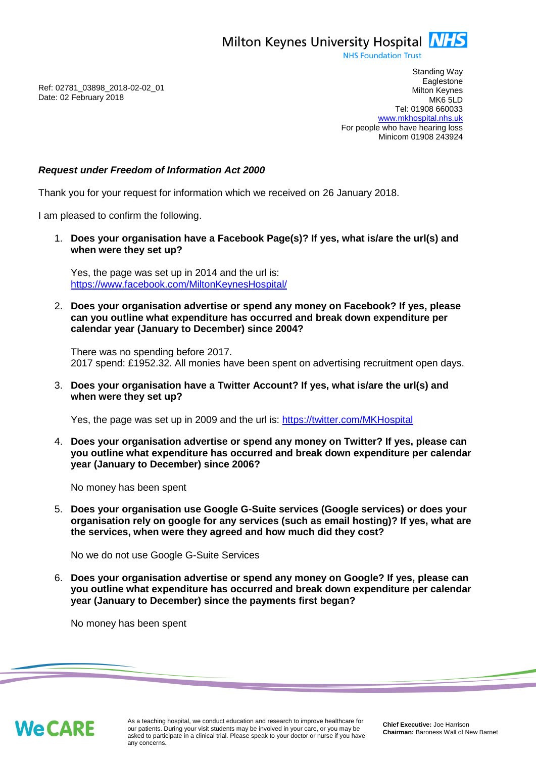Milton Keynes University Hospital NHS
NHS Foundation Trust

Standing Way
Eaglestone
Milton Keynes
MK6 5LD
Tel: 01908 660033
www.mkhospital.nhs.uk
For people who have hearing loss
Minicom 01908 243924

Ref: 02781_03898_2018-02-02_01
Date: 02 February 2018

***Request under Freedom of Information Act 2000***

Thank you for your request for information which we received on 26 January 2018.

I am pleased to confirm the following.

1. **Does your organisation have a Facebook Page(s)? If yes, what is/are the url(s) and when were they set up?**

   Yes, the page was set up in 2014 and the url is: https://www.facebook.com/MiltonKeynesHospital/

2. **Does your organisation advertise or spend any money on Facebook? If yes, please can you outline what expenditure has occurred and break down expenditure per calendar year (January to December) since 2004?**

   There was no spending before 2017.
   2017 spend: £1952.32. All monies have been spent on advertising recruitment open days.

3. **Does your organisation have a Twitter Account? If yes, what is/are the url(s) and when were they set up?**

   Yes, the page was set up in 2009 and the url is: https://twitter.com/MKHospital

4. **Does your organisation advertise or spend any money on Twitter? If yes, please can you outline what expenditure has occurred and break down expenditure per calendar year (January to December) since 2006?**

   No money has been spent

5. **Does your organisation use Google G-Suite services (Google services) or does your organisation rely on google for any services (such as email hosting)? If yes, what are the services, when were they agreed and how much did they cost?**

   No we do not use Google G-Suite Services

6. **Does your organisation advertise or spend any money on Google? If yes, please can you outline what expenditure has occurred and break down expenditure per calendar year (January to December) since the payments first began?**

   No money has been spent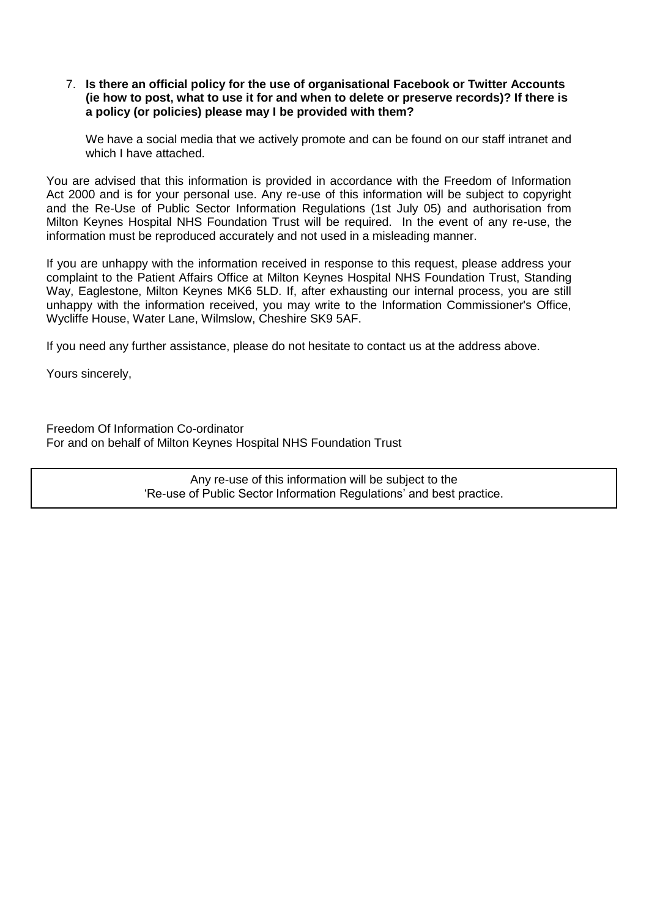7. **Is there an official policy for the use of organisational Facebook or Twitter Accounts (ie how to post, what to use it for and when to delete or preserve records)? If there is a policy (or policies) please may I be provided with them?**

   We have a social media that we actively promote and can be found on our staff intranet and which I have attached.

You are advised that this information is provided in accordance with the Freedom of Information Act 2000 and is for your personal use. Any re-use of this information will be subject to copyright and the Re-Use of Public Sector Information Regulations (1st July 05) and authorisation from Milton Keynes Hospital NHS Foundation Trust will be required. In the event of any re-use, the information must be reproduced accurately and not used in a misleading manner.

If you are unhappy with the information received in response to this request, please address your complaint to the Patient Affairs Office at Milton Keynes Hospital NHS Foundation Trust, Standing Way, Eaglestone, Milton Keynes MK6 5LD. If, after exhausting our internal process, you are still unhappy with the information received, you may write to the Information Commissioner's Office, Wycliffe House, Water Lane, Wilmslow, Cheshire SK9 5AF.

If you need any further assistance, please do not hesitate to contact us at the address above.

Yours sincerely,

Freedom Of Information Co-ordinator
For and on behalf of Milton Keynes Hospital NHS Foundation Trust

Any re-use of this information will be subject to the
'Re-use of Public Sector Information Regulations' and best practice.